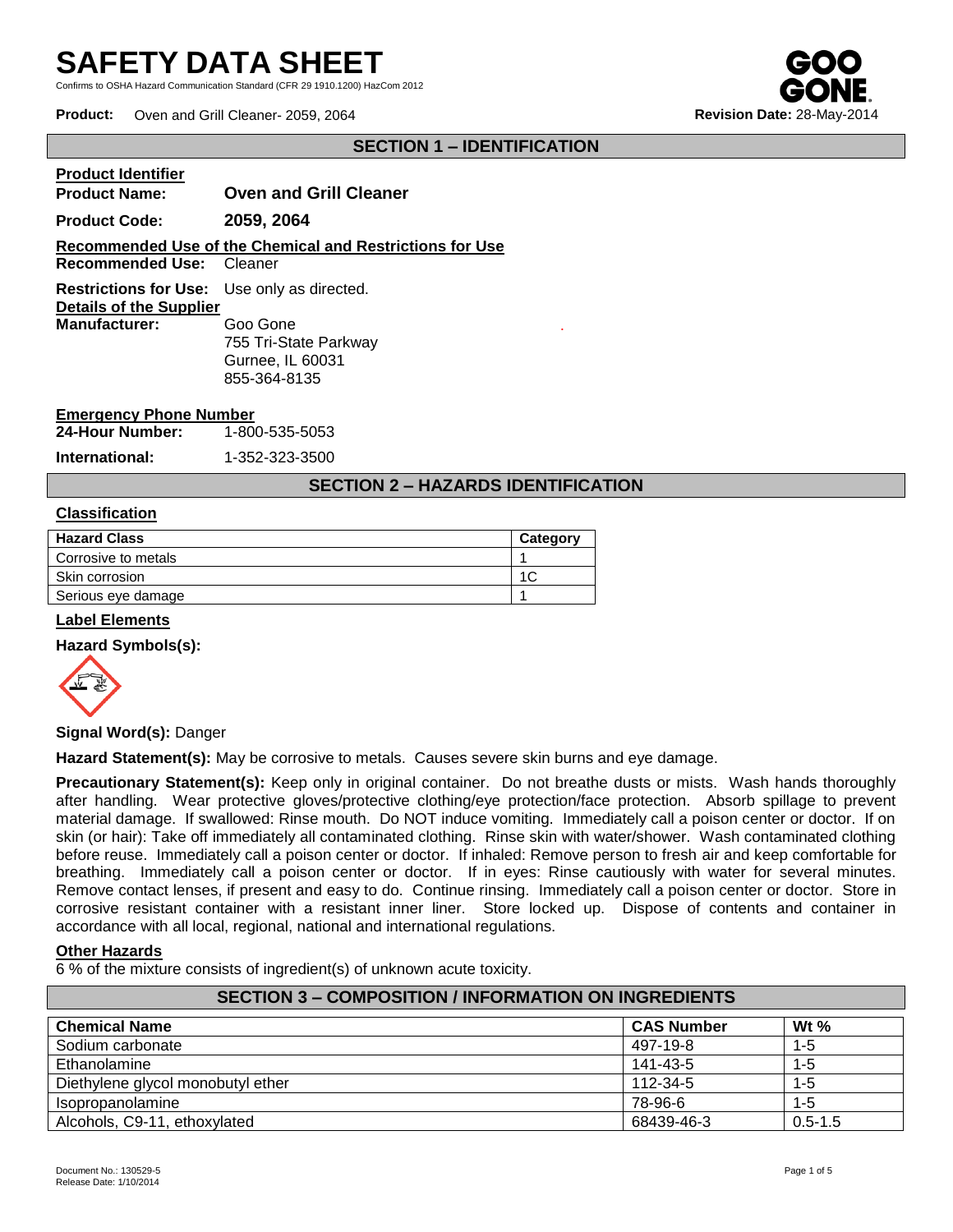# SAFETY DATA SHEET

Confirms to OSHA Hazard Communication Standard (CFR 29 1910.1200) HazCom 2012

**Product:** Oven and Grill Cleaner- 2059, 2064 **Revision Date:** 28-May-2014

## SECTION 1 – IDENTIFICATION

**Product Identifier**

**Product Name:** **Oven and Grill Cleaner**

**Product Code:** **2059, 2064**

**Recommended Use of the Chemical and Restrictions for Use**

**Recommended Use:** Cleaner

**Restrictions for Use:** Use only as directed.

**Details of the Supplier**

**Manufacturer:** Goo Gone
755 Tri-State Parkway
Gurnee, IL 60031
855-364-8135

**Emergency Phone Number**

**24-Hour Number:** 1-800-535-5053

**International:** 1-352-323-3500

## SECTION 2 – HAZARDS IDENTIFICATION

**Classification**

| Hazard Class | Category |
|---|---|
| Corrosive to metals | 1 |
| Skin corrosion | 1C |
| Serious eye damage | 1 |

**Label Elements**

**Hazard Symbols(s):**

**Signal Word(s):** Danger

**Hazard Statement(s):** May be corrosive to metals. Causes severe skin burns and eye damage.

**Precautionary Statement(s):** Keep only in original container. Do not breathe dusts or mists. Wash hands thoroughly after handling. Wear protective gloves/protective clothing/eye protection/face protection. Absorb spillage to prevent material damage. If swallowed: Rinse mouth. Do NOT induce vomiting. Immediately call a poison center or doctor. If on skin (or hair): Take off immediately all contaminated clothing. Rinse skin with water/shower. Wash contaminated clothing before reuse. Immediately call a poison center or doctor. If inhaled: Remove person to fresh air and keep comfortable for breathing. Immediately call a poison center or doctor. If in eyes: Rinse cautiously with water for several minutes. Remove contact lenses, if present and easy to do. Continue rinsing. Immediately call a poison center or doctor. Store in corrosive resistant container with a resistant inner liner. Store locked up. Dispose of contents and container in accordance with all local, regional, national and international regulations.

**Other Hazards**

6 % of the mixture consists of ingredient(s) of unknown acute toxicity.

## SECTION 3 – COMPOSITION / INFORMATION ON INGREDIENTS

| Chemical Name | CAS Number | Wt % |
|---|---|---|
| Sodium carbonate | 497-19-8 | 1-5 |
| Ethanolamine | 141-43-5 | 1-5 |
| Diethylene glycol monobutyl ether | 112-34-5 | 1-5 |
| Isopropanolamine | 78-96-6 | 1-5 |
| Alcohols, C9-11, ethoxylated | 68439-46-3 | 0.5-1.5 |

Document No.: 130529-5
Release Date: 1/10/2014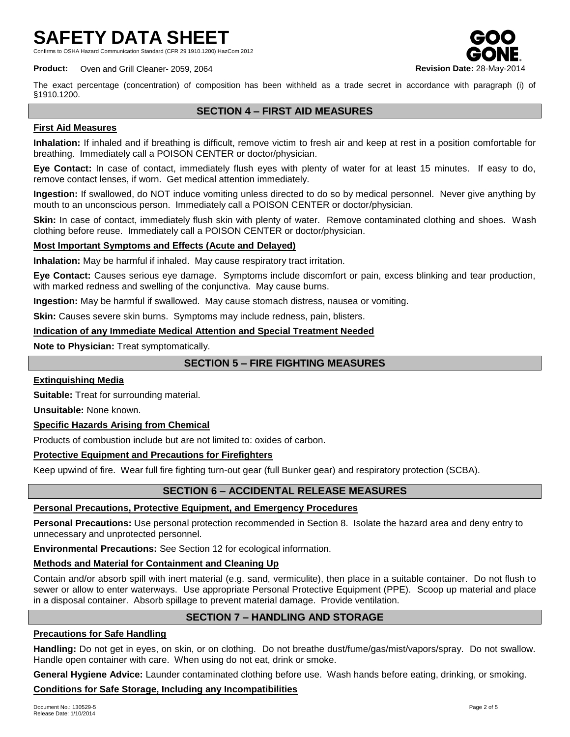The exact percentage (concentration) of composition has been withheld as a trade secret in accordance with paragraph (i) of §1910.1200.

## SECTION 4 – FIRST AID MEASURES

### First Aid Measures

**Inhalation:** If inhaled and if breathing is difficult, remove victim to fresh air and keep at rest in a position comfortable for breathing. Immediately call a POISON CENTER or doctor/physician.

**Eye Contact:** In case of contact, immediately flush eyes with plenty of water for at least 15 minutes. If easy to do, remove contact lenses, if worn. Get medical attention immediately.

**Ingestion:** If swallowed, do NOT induce vomiting unless directed to do so by medical personnel. Never give anything by mouth to an unconscious person. Immediately call a POISON CENTER or doctor/physician.

**Skin:** In case of contact, immediately flush skin with plenty of water. Remove contaminated clothing and shoes. Wash clothing before reuse. Immediately call a POISON CENTER or doctor/physician.

### Most Important Symptoms and Effects (Acute and Delayed)

**Inhalation:** May be harmful if inhaled. May cause respiratory tract irritation.

**Eye Contact:** Causes serious eye damage. Symptoms include discomfort or pain, excess blinking and tear production, with marked redness and swelling of the conjunctiva. May cause burns.

**Ingestion:** May be harmful if swallowed. May cause stomach distress, nausea or vomiting.

**Skin:** Causes severe skin burns. Symptoms may include redness, pain, blisters.

### Indication of any Immediate Medical Attention and Special Treatment Needed

**Note to Physician:** Treat symptomatically.

## SECTION 5 – FIRE FIGHTING MEASURES

### Extinguishing Media

**Suitable:** Treat for surrounding material.

**Unsuitable:** None known.

### Specific Hazards Arising from Chemical

Products of combustion include but are not limited to: oxides of carbon.

### Protective Equipment and Precautions for Firefighters

Keep upwind of fire. Wear full fire fighting turn-out gear (full Bunker gear) and respiratory protection (SCBA).

## SECTION 6 – ACCIDENTAL RELEASE MEASURES

### Personal Precautions, Protective Equipment, and Emergency Procedures

**Personal Precautions:** Use personal protection recommended in Section 8. Isolate the hazard area and deny entry to unnecessary and unprotected personnel.

**Environmental Precautions:** See Section 12 for ecological information.

### Methods and Material for Containment and Cleaning Up

Contain and/or absorb spill with inert material (e.g. sand, vermiculite), then place in a suitable container. Do not flush to sewer or allow to enter waterways. Use appropriate Personal Protective Equipment (PPE). Scoop up material and place in a disposal container. Absorb spillage to prevent material damage. Provide ventilation.

## SECTION 7 – HANDLING AND STORAGE

### Precautions for Safe Handling

**Handling:** Do not get in eyes, on skin, or on clothing. Do not breathe dust/fume/gas/mist/vapors/spray. Do not swallow. Handle open container with care. When using do not eat, drink or smoke.

**General Hygiene Advice:** Launder contaminated clothing before use. Wash hands before eating, drinking, or smoking.

### Conditions for Safe Storage, Including any Incompatibilities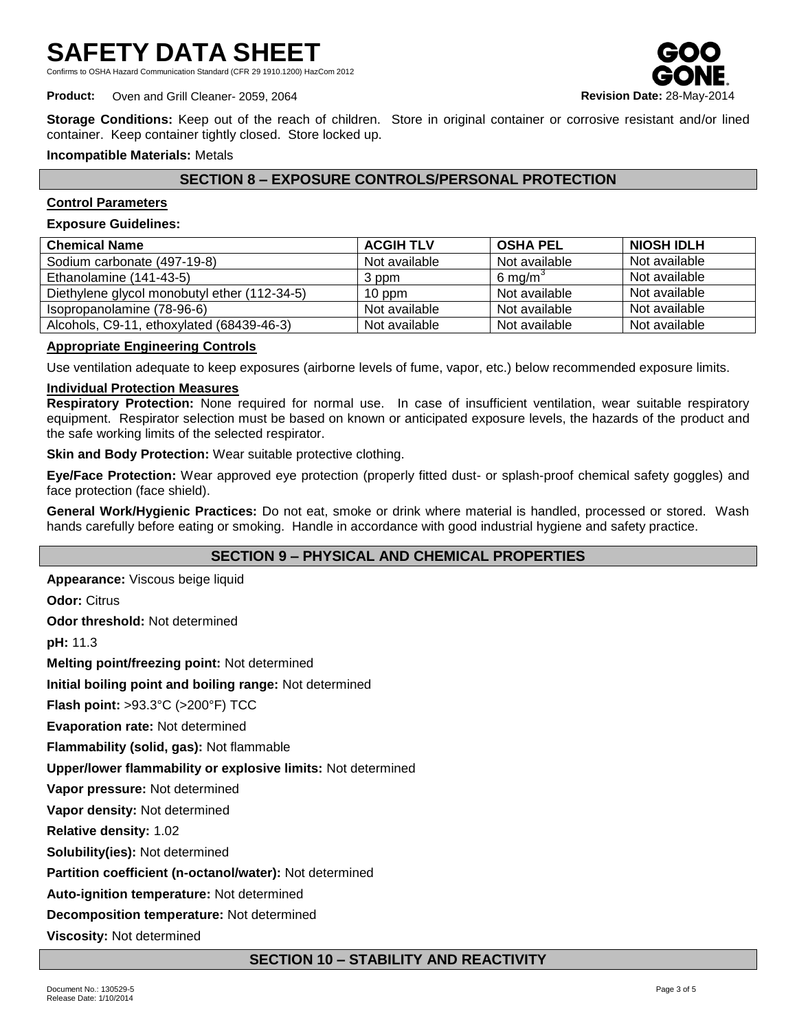**Storage Conditions:** Keep out of the reach of children. Store in original container or corrosive resistant and/or lined container. Keep container tightly closed. Store locked up.

**Incompatible Materials:** Metals

## SECTION 8 – EXPOSURE CONTROLS/PERSONAL PROTECTION

### Control Parameters

**Exposure Guidelines:**

| Chemical Name | ACGIH TLV | OSHA PEL | NIOSH IDLH |
| --- | --- | --- | --- |
| Sodium carbonate (497-19-8) | Not available | Not available | Not available |
| Ethanolamine (141-43-5) | 3 ppm | 6 $mg/m^3$ | Not available |
| Diethylene glycol monobutyl ether (112-34-5) | 10 ppm | Not available | Not available |
| Isopropanolamine (78-96-6) | Not available | Not available | Not available |
| Alcohols, C9-11, ethoxylated (68439-46-3) | Not available | Not available | Not available |

### Appropriate Engineering Controls

Use ventilation adequate to keep exposures (airborne levels of fume, vapor, etc.) below recommended exposure limits.

### Individual Protection Measures

**Respiratory Protection:** None required for normal use. In case of insufficient ventilation, wear suitable respiratory equipment. Respirator selection must be based on known or anticipated exposure levels, the hazards of the product and the safe working limits of the selected respirator.

**Skin and Body Protection:** Wear suitable protective clothing.

**Eye/Face Protection:** Wear approved eye protection (properly fitted dust- or splash-proof chemical safety goggles) and face protection (face shield).

**General Work/Hygienic Practices:** Do not eat, smoke or drink where material is handled, processed or stored. Wash hands carefully before eating or smoking. Handle in accordance with good industrial hygiene and safety practice.

## SECTION 9 – PHYSICAL AND CHEMICAL PROPERTIES

**Appearance:** Viscous beige liquid

**Odor:** Citrus

**Odor threshold:** Not determined

**pH:** 11.3

**Melting point/freezing point:** Not determined

**Initial boiling point and boiling range:** Not determined

**Flash point:** >93.3°C (>200°F) TCC

**Evaporation rate:** Not determined

**Flammability (solid, gas):** Not flammable

**Upper/lower flammability or explosive limits:** Not determined

**Vapor pressure:** Not determined

**Vapor density:** Not determined

**Relative density:** 1.02

**Solubility(ies):** Not determined

**Partition coefficient (n-octanol/water):** Not determined

**Auto-ignition temperature:** Not determined

**Decomposition temperature:** Not determined

**Viscosity:** Not determined

## SECTION 10 – STABILITY AND REACTIVITY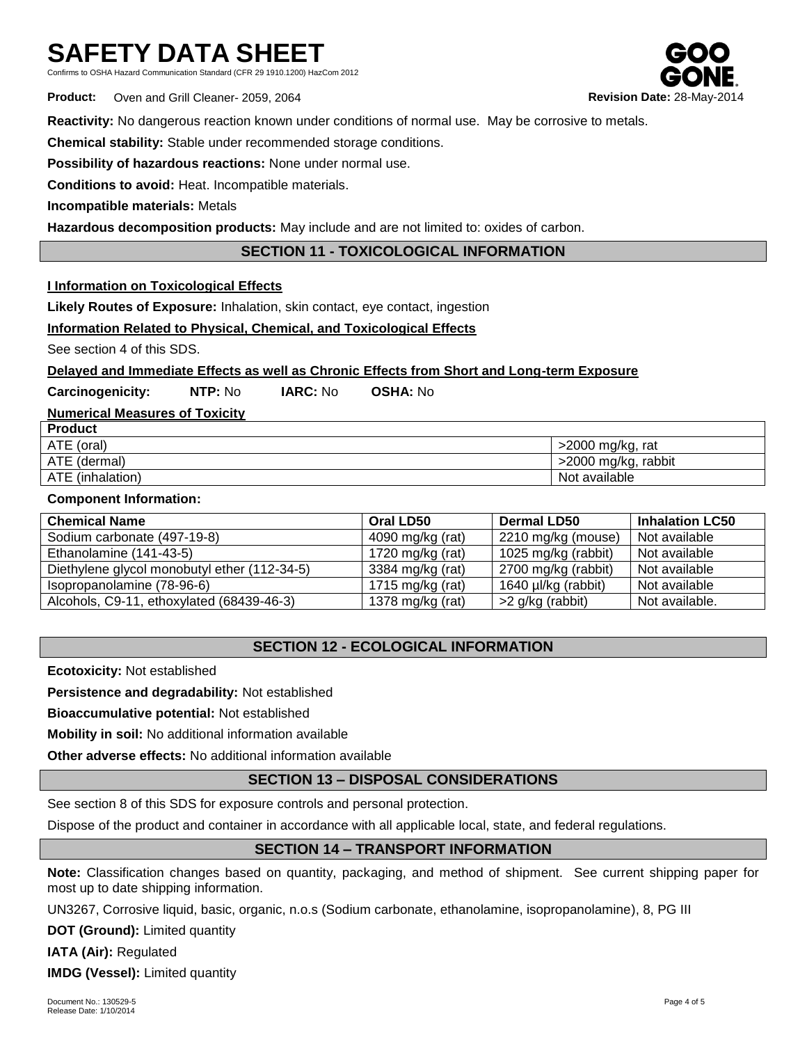**Reactivity:** No dangerous reaction known under conditions of normal use. May be corrosive to metals.

**Chemical stability:** Stable under recommended storage conditions.

**Possibility of hazardous reactions:** None under normal use.

**Conditions to avoid:** Heat. Incompatible materials.

**Incompatible materials:** Metals

**Hazardous decomposition products:** May include and are not limited to: oxides of carbon.

## SECTION 11 - TOXICOLOGICAL INFORMATION

**I Information on Toxicological Effects**

**Likely Routes of Exposure:** Inhalation, skin contact, eye contact, ingestion

**Information Related to Physical, Chemical, and Toxicological Effects**

See section 4 of this SDS.

**Delayed and Immediate Effects as well as Chronic Effects from Short and Long-term Exposure**

**Carcinogenicity:** **NTP:** No **IARC:** No **OSHA:** No

**Numerical Measures of Toxicity**

| Product | |
|---|---|
| ATE (oral) | >2000 mg/kg, rat |
| ATE (dermal) | >2000 mg/kg, rabbit |
| ATE (inhalation) | Not available |

**Component Information:**

| Chemical Name | Oral LD50 | Dermal LD50 | Inhalation LC50 |
|---|---|---|---|
| Sodium carbonate (497-19-8) | 4090 mg/kg (rat) | 2210 mg/kg (mouse) | Not available |
| Ethanolamine (141-43-5) | 1720 mg/kg (rat) | 1025 mg/kg (rabbit) | Not available |
| Diethylene glycol monobutyl ether (112-34-5) | 3384 mg/kg (rat) | 2700 mg/kg (rabbit) | Not available |
| Isopropanolamine (78-96-6) | 1715 mg/kg (rat) | 1640 µl/kg (rabbit) | Not available |
| Alcohols, C9-11, ethoxylated (68439-46-3) | 1378 mg/kg (rat) | >2 g/kg (rabbit) | Not available. |

## SECTION 12 - ECOLOGICAL INFORMATION

**Ecotoxicity:** Not established

**Persistence and degradability:** Not established

**Bioaccumulative potential:** Not established

**Mobility in soil:** No additional information available

**Other adverse effects:** No additional information available

## SECTION 13 – DISPOSAL CONSIDERATIONS

See section 8 of this SDS for exposure controls and personal protection.

Dispose of the product and container in accordance with all applicable local, state, and federal regulations.

## SECTION 14 – TRANSPORT INFORMATION

**Note:** Classification changes based on quantity, packaging, and method of shipment. See current shipping paper for most up to date shipping information.

UN3267, Corrosive liquid, basic, organic, n.o.s (Sodium carbonate, ethanolamine, isopropanolamine), 8, PG III

**DOT (Ground):** Limited quantity

**IATA (Air):** Regulated

**IMDG (Vessel):** Limited quantity

Document No.: 130529-5
Release Date: 1/10/2014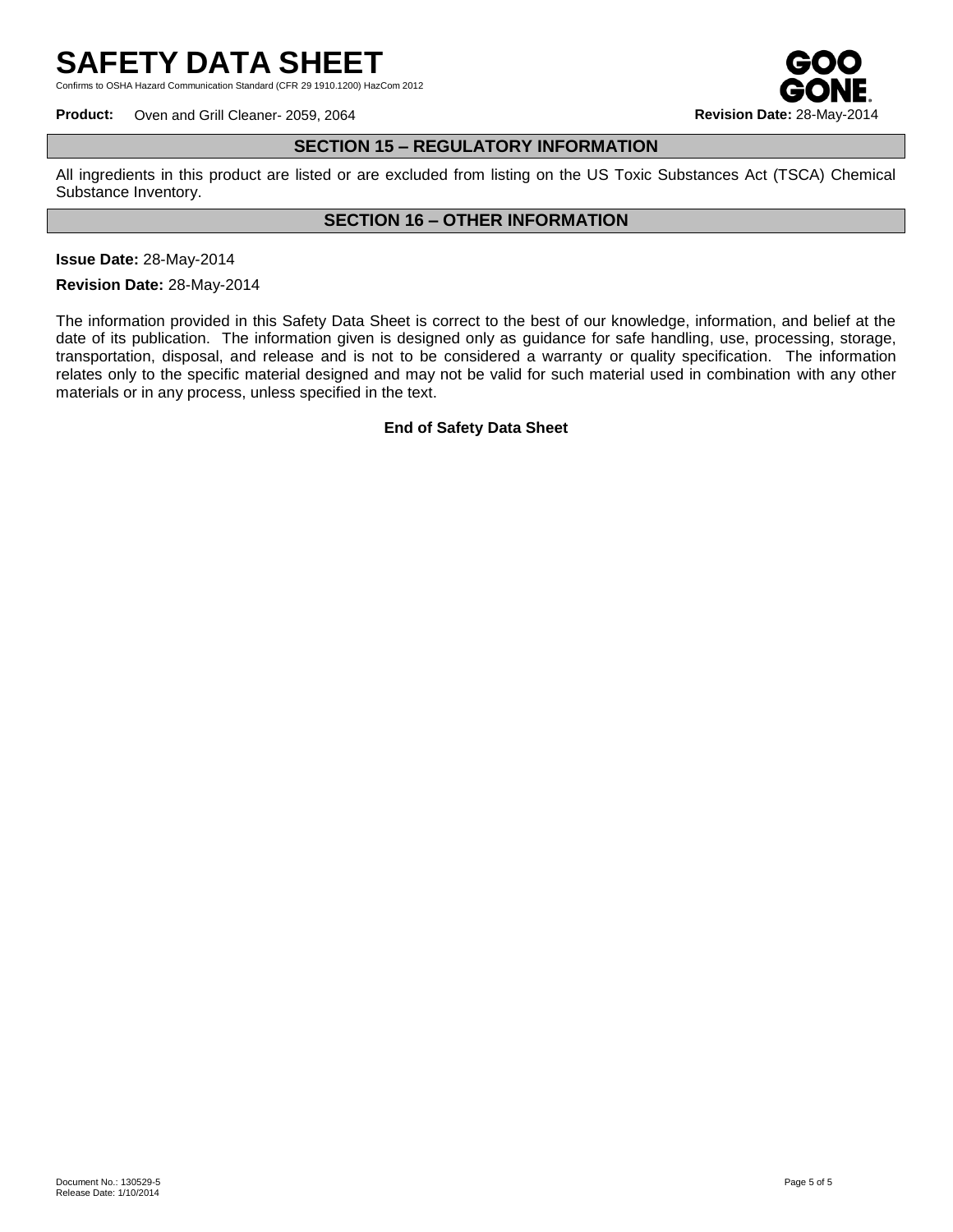## SECTION 15 – REGULATORY INFORMATION

All ingredients in this product are listed or are excluded from listing on the US Toxic Substances Act (TSCA) Chemical Substance Inventory.

## SECTION 16 – OTHER INFORMATION

**Issue Date:** 28-May-2014

**Revision Date:** 28-May-2014

The information provided in this Safety Data Sheet is correct to the best of our knowledge, information, and belief at the date of its publication. The information given is designed only as guidance for safe handling, use, processing, storage, transportation, disposal, and release and is not to be considered a warranty or quality specification. The information relates only to the specific material designed and may not be valid for such material used in combination with any other materials or in any process, unless specified in the text.

**End of Safety Data Sheet**